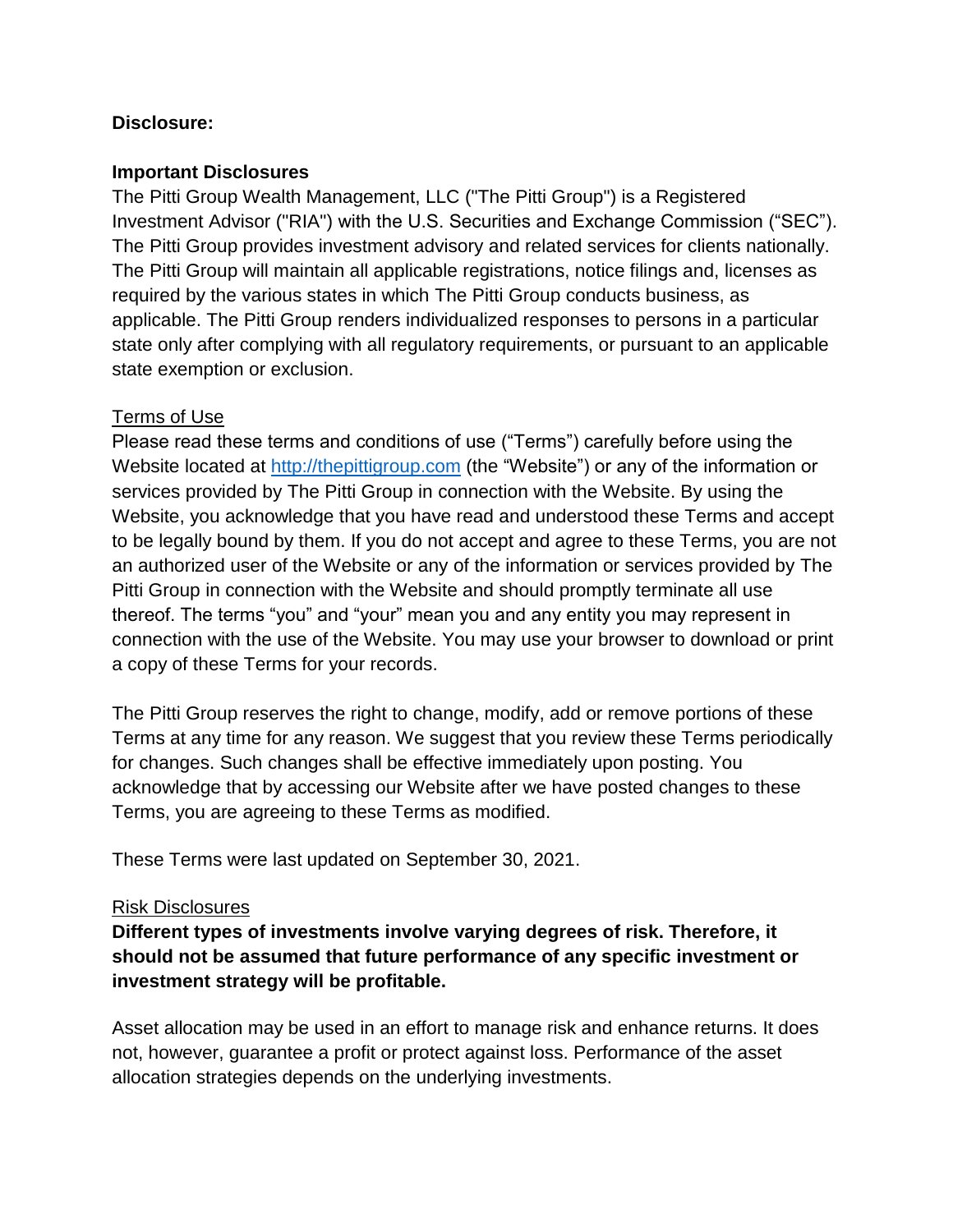**Disclosure:**

**Important Disclosures**

The Pitti Group Wealth Management, LLC ("The Pitti Group") is a Registered Investment Advisor ("RIA") with the U.S. Securities and Exchange Commission ("SEC"). The Pitti Group provides investment advisory and related services for clients nationally. The Pitti Group will maintain all applicable registrations, notice filings and, licenses as required by the various states in which The Pitti Group conducts business, as applicable. The Pitti Group renders individualized responses to persons in a particular state only after complying with all regulatory requirements, or pursuant to an applicable state exemption or exclusion.

Terms of Use

Please read these terms and conditions of use ("Terms") carefully before using the Website located at [http://thepittigroup.com](http://thepittigroup.com) (the "Website") or any of the information or services provided by The Pitti Group in connection with the Website. By using the Website, you acknowledge that you have read and understood these Terms and accept to be legally bound by them. If you do not accept and agree to these Terms, you are not an authorized user of the Website or any of the information or services provided by The Pitti Group in connection with the Website and should promptly terminate all use thereof. The terms "you" and "your" mean you and any entity you may represent in connection with the use of the Website. You may use your browser to download or print a copy of these Terms for your records.

The Pitti Group reserves the right to change, modify, add or remove portions of these Terms at any time for any reason. We suggest that you review these Terms periodically for changes. Such changes shall be effective immediately upon posting. You acknowledge that by accessing our Website after we have posted changes to these Terms, you are agreeing to these Terms as modified.

These Terms were last updated on September 30, 2021.

Risk Disclosures

**Different types of investments involve varying degrees of risk. Therefore, it should not be assumed that future performance of any specific investment or investment strategy will be profitable.**

Asset allocation may be used in an effort to manage risk and enhance returns. It does not, however, guarantee a profit or protect against loss. Performance of the asset allocation strategies depends on the underlying investments.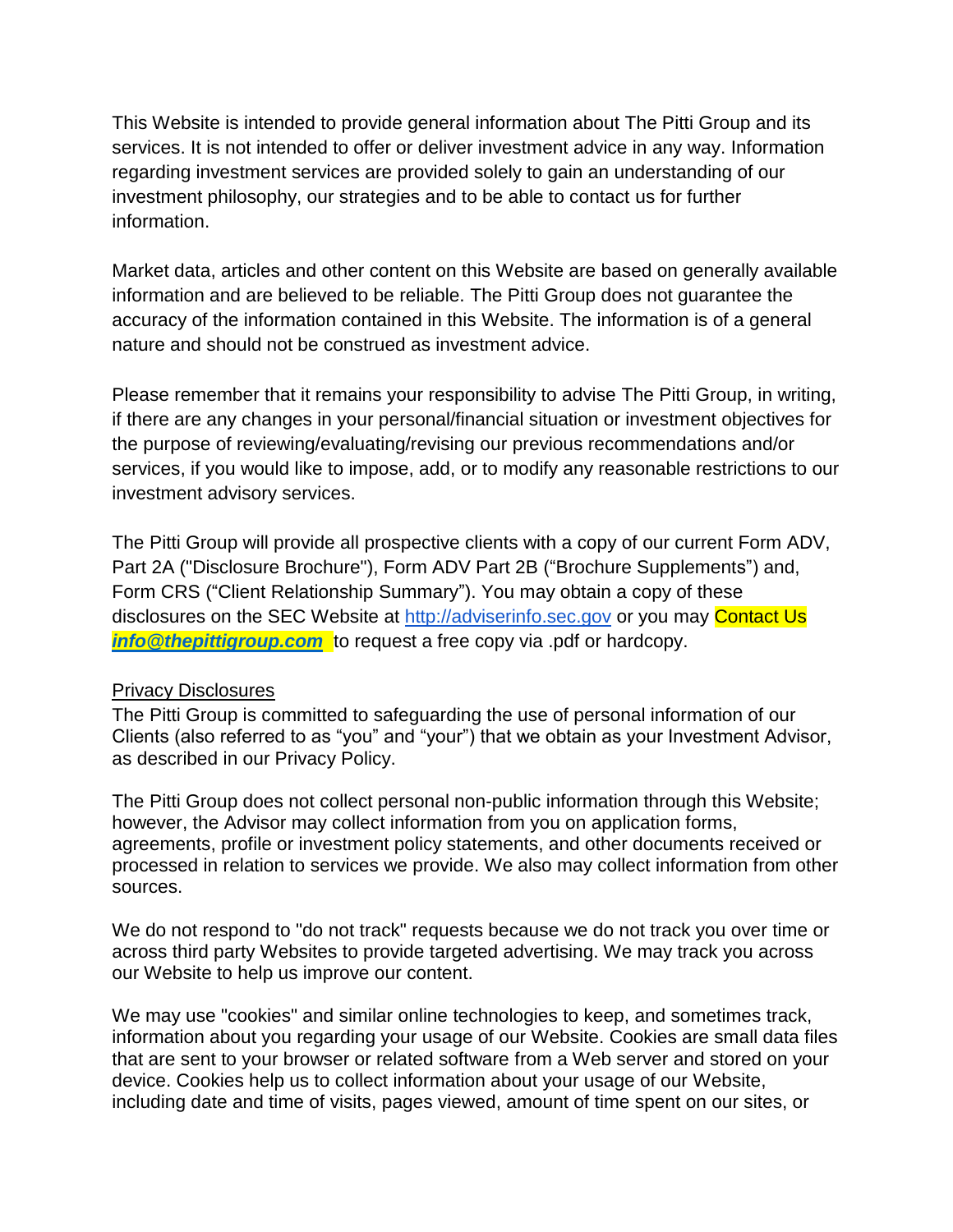This Website is intended to provide general information about The Pitti Group and its services. It is not intended to offer or deliver investment advice in any way. Information regarding investment services are provided solely to gain an understanding of our investment philosophy, our strategies and to be able to contact us for further information.

Market data, articles and other content on this Website are based on generally available information and are believed to be reliable. The Pitti Group does not guarantee the accuracy of the information contained in this Website. The information is of a general nature and should not be construed as investment advice.

Please remember that it remains your responsibility to advise The Pitti Group, in writing, if there are any changes in your personal/financial situation or investment objectives for the purpose of reviewing/evaluating/revising our previous recommendations and/or services, if you would like to impose, add, or to modify any reasonable restrictions to our investment advisory services.

The Pitti Group will provide all prospective clients with a copy of our current Form ADV, Part 2A ("Disclosure Brochure"), Form ADV Part 2B ("Brochure Supplements") and, Form CRS ("Client Relationship Summary"). You may obtain a copy of these disclosures on the SEC Website at [http://adviserinfo.sec.gov](http://adviserinfo.sec.gov) or you may Contact Us ***info@thepittigroup.com*** to request a free copy via .pdf or hardcopy.

Privacy Disclosures

The Pitti Group is committed to safeguarding the use of personal information of our Clients (also referred to as "you" and "your") that we obtain as your Investment Advisor, as described in our Privacy Policy.

The Pitti Group does not collect personal non-public information through this Website; however, the Advisor may collect information from you on application forms, agreements, profile or investment policy statements, and other documents received or processed in relation to services we provide. We also may collect information from other sources.

We do not respond to "do not track" requests because we do not track you over time or across third party Websites to provide targeted advertising. We may track you across our Website to help us improve our content.

We may use "cookies" and similar online technologies to keep, and sometimes track, information about you regarding your usage of our Website. Cookies are small data files that are sent to your browser or related software from a Web server and stored on your device. Cookies help us to collect information about your usage of our Website, including date and time of visits, pages viewed, amount of time spent on our sites, or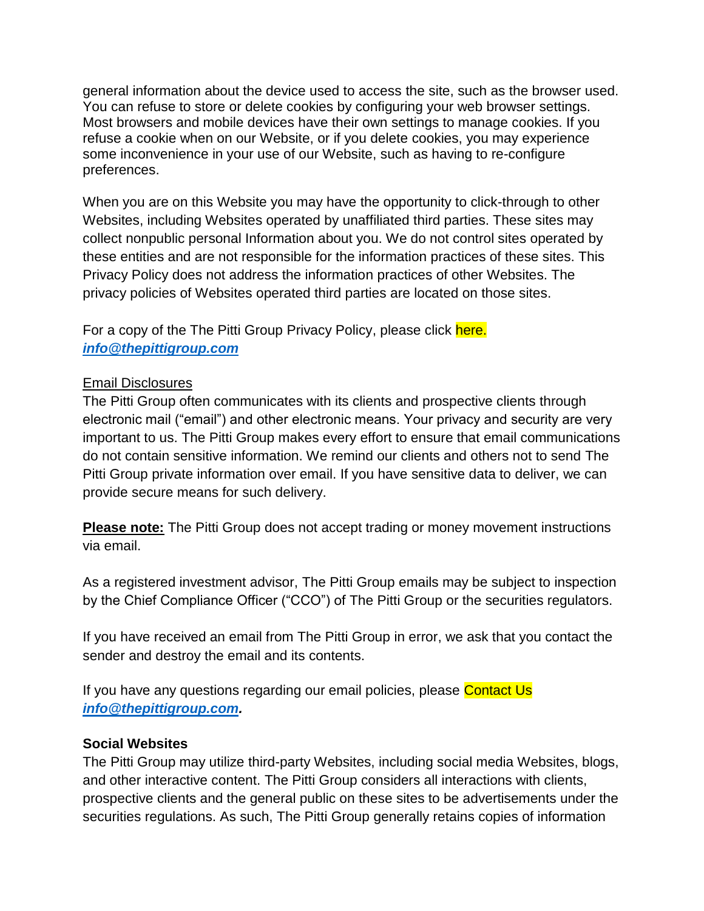general information about the device used to access the site, such as the browser used. You can refuse to store or delete cookies by configuring your web browser settings. Most browsers and mobile devices have their own settings to manage cookies. If you refuse a cookie when on our Website, or if you delete cookies, you may experience some inconvenience in your use of our Website, such as having to re-configure preferences.

When you are on this Website you may have the opportunity to click-through to other Websites, including Websites operated by unaffiliated third parties. These sites may collect nonpublic personal Information about you. We do not control sites operated by these entities and are not responsible for the information practices of these sites. This Privacy Policy does not address the information practices of other Websites. The privacy policies of Websites operated third parties are located on those sites.

For a copy of the The Pitti Group Privacy Policy, please click here.
***info@thepittigroup.com***

Email Disclosures

The Pitti Group often communicates with its clients and prospective clients through electronic mail ("email") and other electronic means. Your privacy and security are very important to us. The Pitti Group makes every effort to ensure that email communications do not contain sensitive information. We remind our clients and others not to send The Pitti Group private information over email. If you have sensitive data to deliver, we can provide secure means for such delivery.

**Please note:** The Pitti Group does not accept trading or money movement instructions via email.

As a registered investment advisor, The Pitti Group emails may be subject to inspection by the Chief Compliance Officer ("CCO") of The Pitti Group or the securities regulators.

If you have received an email from The Pitti Group in error, we ask that you contact the sender and destroy the email and its contents.

If you have any questions regarding our email policies, please Contact Us
***info@thepittigroup.com.***

**Social Websites**

The Pitti Group may utilize third-party Websites, including social media Websites, blogs, and other interactive content. The Pitti Group considers all interactions with clients, prospective clients and the general public on these sites to be advertisements under the securities regulations. As such, The Pitti Group generally retains copies of information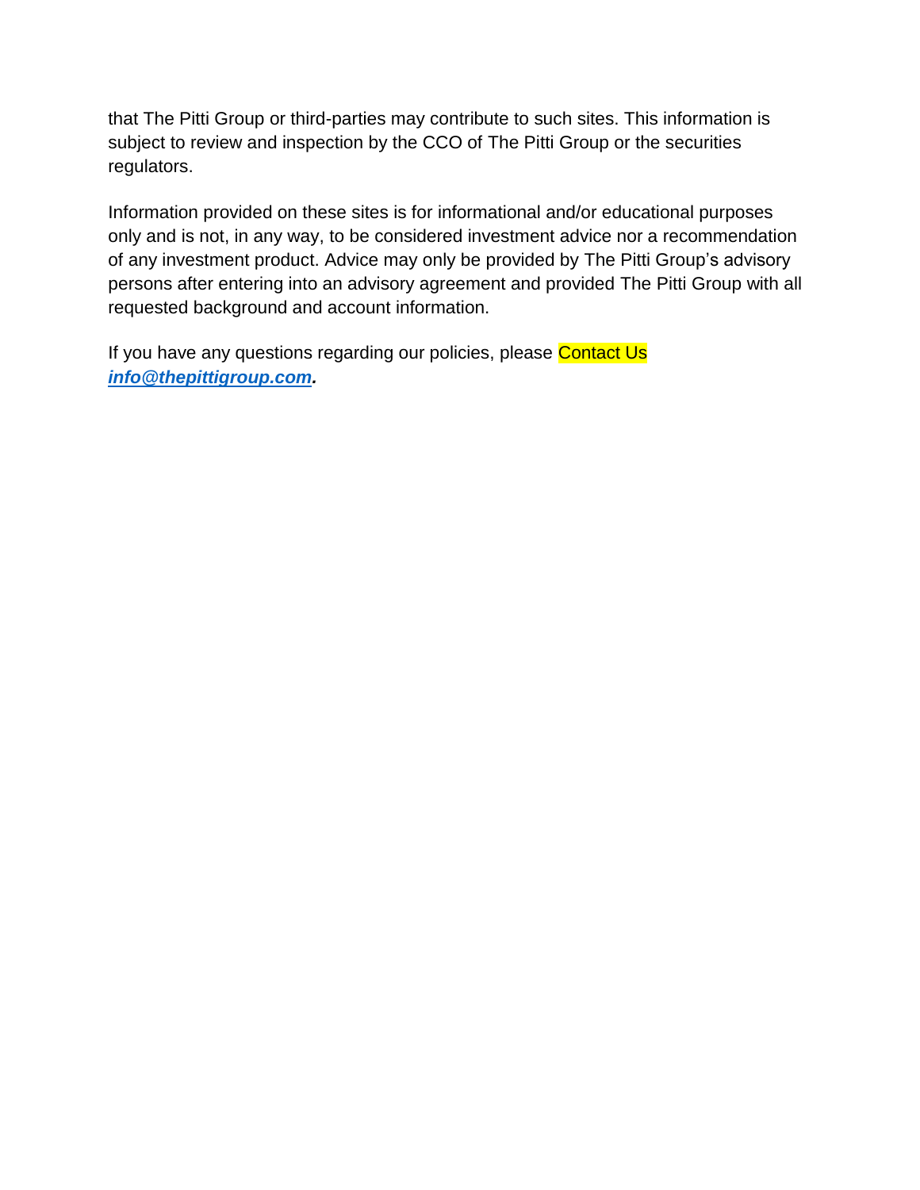that The Pitti Group or third-parties may contribute to such sites. This information is subject to review and inspection by the CCO of The Pitti Group or the securities regulators.

Information provided on these sites is for informational and/or educational purposes only and is not, in any way, to be considered investment advice nor a recommendation of any investment product. Advice may only be provided by The Pitti Group's advisory persons after entering into an advisory agreement and provided The Pitti Group with all requested background and account information.

If you have any questions regarding our policies, please Contact Us ***info@thepittigroup.com.***